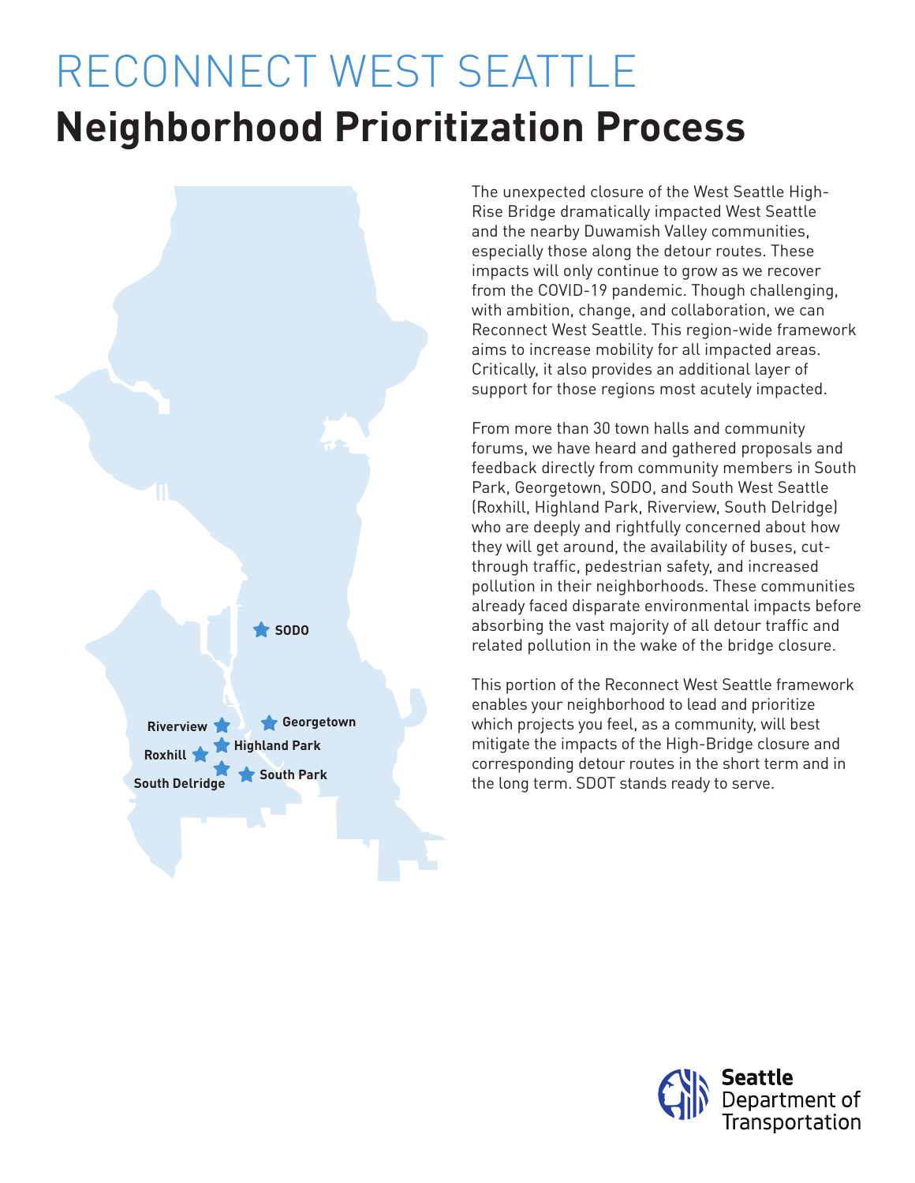# RECONNECT WEST SEATTLE

## Neighborhood Prioritization Process

SODO

Riverview

Georgetown

Highland Park

Roxhill

South Delridge

South Park

The unexpected closure of the West Seattle High-Rise Bridge dramatically impacted West Seattle and the nearby Duwamish Valley communities, especially those along the detour routes. These impacts will only continue to grow as we recover from the COVID-19 pandemic. Though challenging, with ambition, change, and collaboration, we can Reconnect West Seattle. This region-wide framework aims to increase mobility for all impacted areas. Critically, it also provides an additional layer of support for those regions most acutely impacted.

From more than 30 town halls and community forums, we have heard and gathered proposals and feedback directly from community members in South Park, Georgetown, SODO, and South West Seattle (Roxhill, Highland Park, Riverview, South Delridge) who are deeply and rightfully concerned about how they will get around, the availability of buses, cut-through traffic, pedestrian safety, and increased pollution in their neighborhoods. These communities already faced disparate environmental impacts before absorbing the vast majority of all detour traffic and related pollution in the wake of the bridge closure.

This portion of the Reconnect West Seattle framework enables your neighborhood to lead and prioritize which projects you feel, as a community, will best mitigate the impacts of the High-Bridge closure and corresponding detour routes in the short term and in the long term. SDOT stands ready to serve.

Seattle Department of Transportation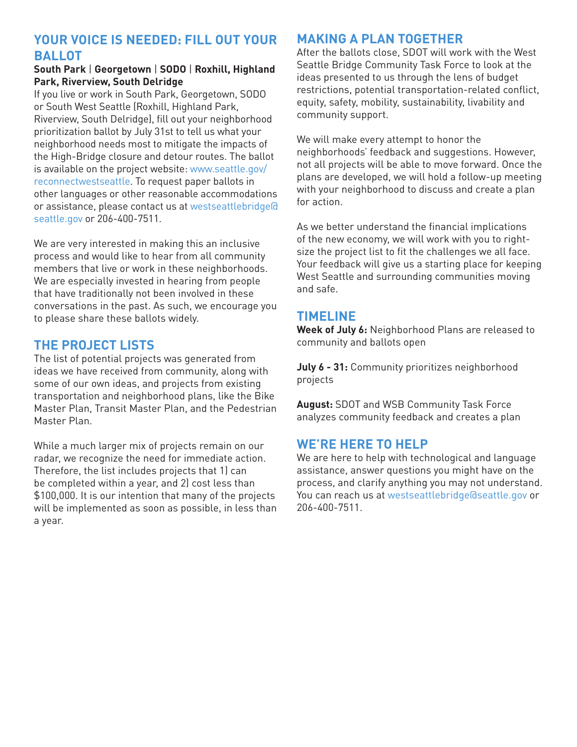## YOUR VOICE IS NEEDED: FILL OUT YOUR BALLOT

**South Park** | **Georgetown** | **SODO** | **Roxhill, Highland Park, Riverview, South Delridge**

If you live or work in South Park, Georgetown, SODO or South West Seattle (Roxhill, Highland Park, Riverview, South Delridge), fill out your neighborhood prioritization ballot by July 31st to tell us what your neighborhood needs most to mitigate the impacts of the High-Bridge closure and detour routes. The ballot is available on the project website: www.seattle.gov/reconnectwestseattle. To request paper ballots in other languages or other reasonable accommodations or assistance, please contact us at westseattlebridge@seattle.gov or 206-400-7511.

We are very interested in making this an inclusive process and would like to hear from all community members that live or work in these neighborhoods. We are especially invested in hearing from people that have traditionally not been involved in these conversations in the past. As such, we encourage you to please share these ballots widely.

## THE PROJECT LISTS

The list of potential projects was generated from ideas we have received from community, along with some of our own ideas, and projects from existing transportation and neighborhood plans, like the Bike Master Plan, Transit Master Plan, and the Pedestrian Master Plan.

While a much larger mix of projects remain on our radar, we recognize the need for immediate action. Therefore, the list includes projects that 1) can be completed within a year, and 2) cost less than $100,000. It is our intention that many of the projects will be implemented as soon as possible, in less than a year.

## MAKING A PLAN TOGETHER

After the ballots close, SDOT will work with the West Seattle Bridge Community Task Force to look at the ideas presented to us through the lens of budget restrictions, potential transportation-related conflict, equity, safety, mobility, sustainability, livability and community support.

We will make every attempt to honor the neighborhoods' feedback and suggestions. However, not all projects will be able to move forward. Once the plans are developed, we will hold a follow-up meeting with your neighborhood to discuss and create a plan for action.

As we better understand the financial implications of the new economy, we will work with you to right-size the project list to fit the challenges we all face. Your feedback will give us a starting place for keeping West Seattle and surrounding communities moving and safe.

## TIMELINE

**Week of July 6:** Neighborhood Plans are released to community and ballots open

**July 6 - 31:** Community prioritizes neighborhood projects

**August:** SDOT and WSB Community Task Force analyzes community feedback and creates a plan

## WE'RE HERE TO HELP

We are here to help with technological and language assistance, answer questions you might have on the process, and clarify anything you may not understand. You can reach us at westseattlebridge@seattle.gov or 206-400-7511.